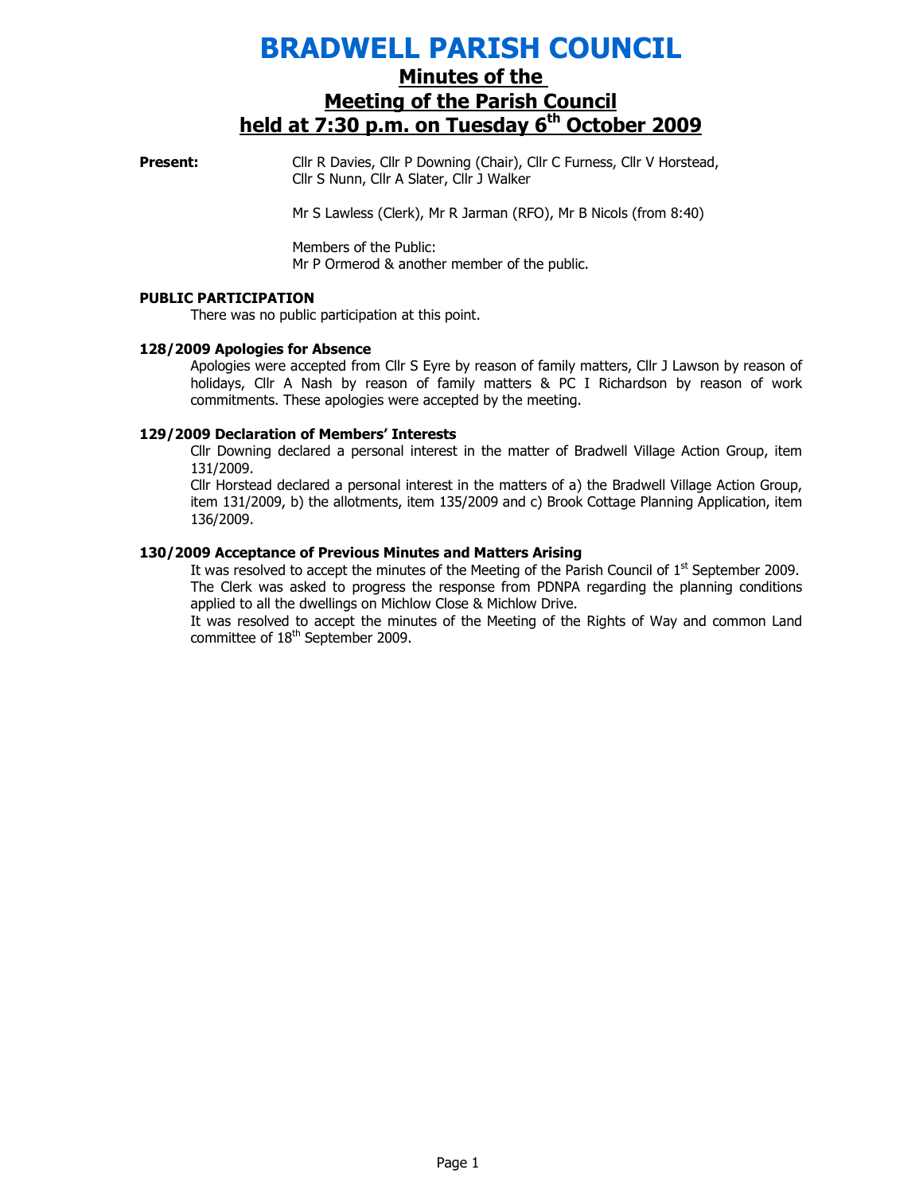# BRADWELL PARISH COUNCIL

## Minutes of the Meeting of the Parish Council held at 7:30 p.m. on Tuesday 6th October 2009

**Present:** Cllr R Davies, Cllr P Downing (Chair), Cllr C Furness, Cllr V Horstead, Cllr S Nunn, Cllr A Slater, Cllr J Walker

Mr S Lawless (Clerk), Mr R Jarman (RFO), Mr B Nicols (from 8:40)

Members of the Public:
Mr P Ormerod & another member of the public.

**PUBLIC PARTICIPATION**

There was no public participation at this point.

**128/2009 Apologies for Absence**

Apologies were accepted from Cllr S Eyre by reason of family matters, Cllr J Lawson by reason of holidays, Cllr A Nash by reason of family matters & PC I Richardson by reason of work commitments. These apologies were accepted by the meeting.

**129/2009 Declaration of Members' Interests**

Cllr Downing declared a personal interest in the matter of Bradwell Village Action Group, item 131/2009.

Cllr Horstead declared a personal interest in the matters of a) the Bradwell Village Action Group, item 131/2009, b) the allotments, item 135/2009 and c) Brook Cottage Planning Application, item 136/2009.

**130/2009 Acceptance of Previous Minutes and Matters Arising**

It was resolved to accept the minutes of the Meeting of the Parish Council of 1st September 2009.

The Clerk was asked to progress the response from PDNPA regarding the planning conditions applied to all the dwellings on Michlow Close & Michlow Drive.

It was resolved to accept the minutes of the Meeting of the Rights of Way and common Land committee of 18th September 2009.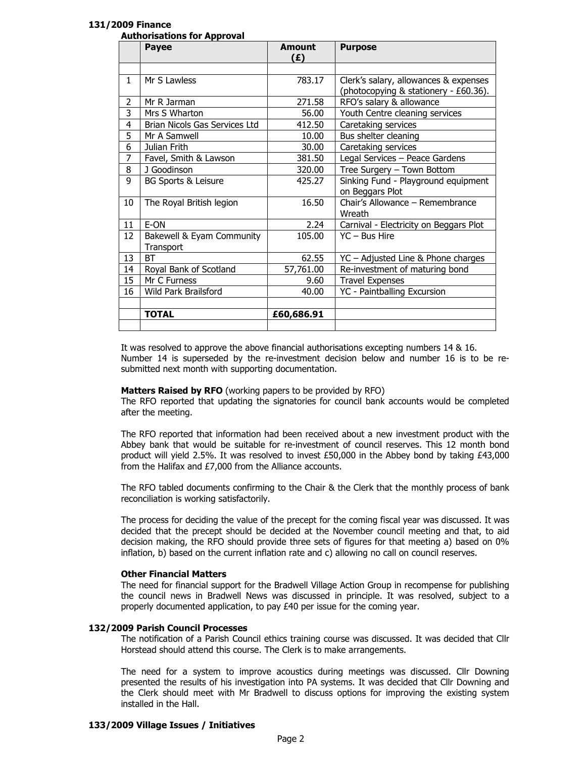### 131/2009 Finance

**Authorisations for Approval**

| | Payee | Amount (£) | Purpose |
|---|---|---|---|
| | | | |
| 1 | Mr S Lawless | 783.17 | Clerk's salary, allowances & expenses (photocopying & stationery - £60.36). |
| 2 | Mr R Jarman | 271.58 | RFO's salary & allowance |
| 3 | Mrs S Wharton | 56.00 | Youth Centre cleaning services |
| 4 | Brian Nicols Gas Services Ltd | 412.50 | Caretaking services |
| 5 | Mr A Samwell | 10.00 | Bus shelter cleaning |
| 6 | Julian Frith | 30.00 | Caretaking services |
| 7 | Favel, Smith & Lawson | 381.50 | Legal Services – Peace Gardens |
| 8 | J Goodinson | 320.00 | Tree Surgery – Town Bottom |
| 9 | BG Sports & Leisure | 425.27 | Sinking Fund - Playground equipment on Beggars Plot |
| 10 | The Royal British legion | 16.50 | Chair's Allowance – Remembrance Wreath |
| 11 | E-ON | 2.24 | Carnival - Electricity on Beggars Plot |
| 12 | Bakewell & Eyam Community Transport | 105.00 | YC – Bus Hire |
| 13 | BT | 62.55 | YC – Adjusted Line & Phone charges |
| 14 | Royal Bank of Scotland | 57,761.00 | Re-investment of maturing bond |
| 15 | Mr C Furness | 9.60 | Travel Expenses |
| 16 | Wild Park Brailsford | 40.00 | YC - Paintballing Excursion |
| | | | |
| | **TOTAL** | **£60,686.91** | |
| | | | |

It was resolved to approve the above financial authorisations excepting numbers 14 & 16. Number 14 is superseded by the re-investment decision below and number 16 is to be re-submitted next month with supporting documentation.

**Matters Raised by RFO** (working papers to be provided by RFO)

The RFO reported that updating the signatories for council bank accounts would be completed after the meeting.

The RFO reported that information had been received about a new investment product with the Abbey bank that would be suitable for re-investment of council reserves. This 12 month bond product will yield 2.5%. It was resolved to invest £50,000 in the Abbey bond by taking £43,000 from the Halifax and £7,000 from the Alliance accounts.

The RFO tabled documents confirming to the Chair & the Clerk that the monthly process of bank reconciliation is working satisfactorily.

The process for deciding the value of the precept for the coming fiscal year was discussed. It was decided that the precept should be decided at the November council meeting and that, to aid decision making, the RFO should provide three sets of figures for that meeting a) based on 0% inflation, b) based on the current inflation rate and c) allowing no call on council reserves.

**Other Financial Matters**

The need for financial support for the Bradwell Village Action Group in recompense for publishing the council news in Bradwell News was discussed in principle. It was resolved, subject to a properly documented application, to pay £40 per issue for the coming year.

### 132/2009 Parish Council Processes

The notification of a Parish Council ethics training course was discussed. It was decided that Cllr Horstead should attend this course. The Clerk is to make arrangements.

The need for a system to improve acoustics during meetings was discussed. Cllr Downing presented the results of his investigation into PA systems. It was decided that Cllr Downing and the Clerk should meet with Mr Bradwell to discuss options for improving the existing system installed in the Hall.

### 133/2009 Village Issues / Initiatives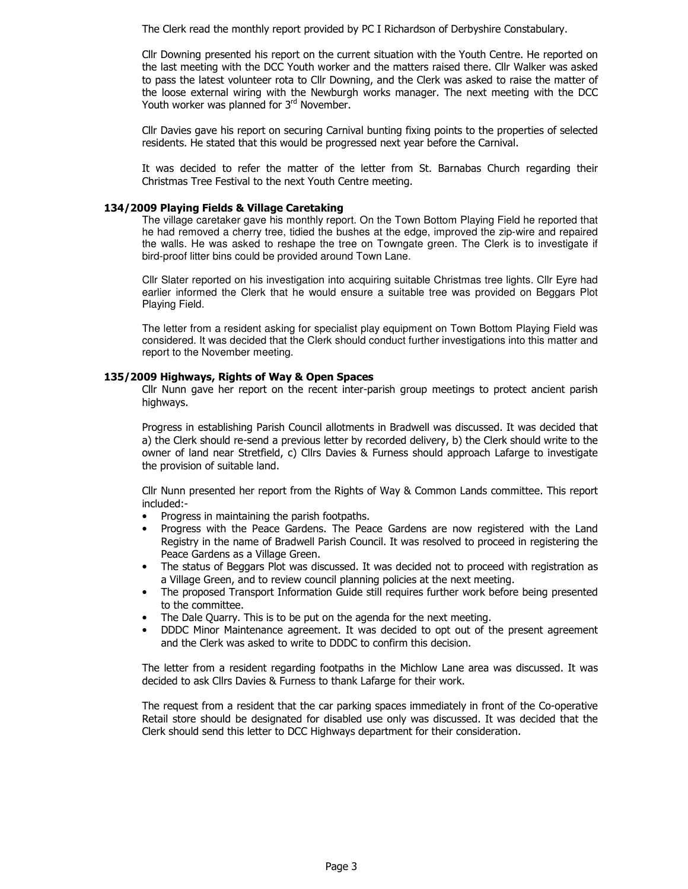The Clerk read the monthly report provided by PC I Richardson of Derbyshire Constabulary.

Cllr Downing presented his report on the current situation with the Youth Centre. He reported on the last meeting with the DCC Youth worker and the matters raised there. Cllr Walker was asked to pass the latest volunteer rota to Cllr Downing, and the Clerk was asked to raise the matter of the loose external wiring with the Newburgh works manager. The next meeting with the DCC Youth worker was planned for 3rd November.

Cllr Davies gave his report on securing Carnival bunting fixing points to the properties of selected residents. He stated that this would be progressed next year before the Carnival.

It was decided to refer the matter of the letter from St. Barnabas Church regarding their Christmas Tree Festival to the next Youth Centre meeting.

### 134/2009 Playing Fields & Village Caretaking

The village caretaker gave his monthly report. On the Town Bottom Playing Field he reported that he had removed a cherry tree, tidied the bushes at the edge, improved the zip-wire and repaired the walls. He was asked to reshape the tree on Towngate green. The Clerk is to investigate if bird-proof litter bins could be provided around Town Lane.

Cllr Slater reported on his investigation into acquiring suitable Christmas tree lights. Cllr Eyre had earlier informed the Clerk that he would ensure a suitable tree was provided on Beggars Plot Playing Field.

The letter from a resident asking for specialist play equipment on Town Bottom Playing Field was considered. It was decided that the Clerk should conduct further investigations into this matter and report to the November meeting.

### 135/2009 Highways, Rights of Way & Open Spaces

Cllr Nunn gave her report on the recent inter-parish group meetings to protect ancient parish highways.

Progress in establishing Parish Council allotments in Bradwell was discussed. It was decided that a) the Clerk should re-send a previous letter by recorded delivery, b) the Clerk should write to the owner of land near Stretfield, c) Cllrs Davies & Furness should approach Lafarge to investigate the provision of suitable land.

Cllr Nunn presented her report from the Rights of Way & Common Lands committee. This report included:-

- Progress in maintaining the parish footpaths.
- Progress with the Peace Gardens. The Peace Gardens are now registered with the Land Registry in the name of Bradwell Parish Council. It was resolved to proceed in registering the Peace Gardens as a Village Green.
- The status of Beggars Plot was discussed. It was decided not to proceed with registration as a Village Green, and to review council planning policies at the next meeting.
- The proposed Transport Information Guide still requires further work before being presented to the committee.
- The Dale Quarry. This is to be put on the agenda for the next meeting.
- DDDC Minor Maintenance agreement. It was decided to opt out of the present agreement and the Clerk was asked to write to DDDC to confirm this decision.

The letter from a resident regarding footpaths in the Michlow Lane area was discussed. It was decided to ask Cllrs Davies & Furness to thank Lafarge for their work.

The request from a resident that the car parking spaces immediately in front of the Co-operative Retail store should be designated for disabled use only was discussed. It was decided that the Clerk should send this letter to DCC Highways department for their consideration.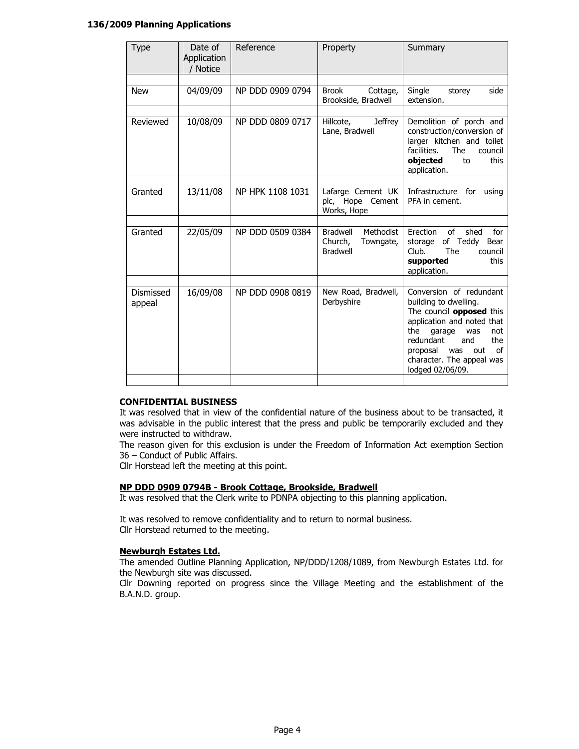**136/2009 Planning Applications**

| Type | Date of Application / Notice | Reference | Property | Summary |
|---|---|---|---|---|
| New | 04/09/09 | NP DDD 0909 0794 | Brook Cottage, Brookside, Bradwell | Single storey side extension. |
| Reviewed | 10/08/09 | NP DDD 0809 0717 | Hillcote, Jeffrey Lane, Bradwell | Demolition of porch and construction/conversion of larger kitchen and toilet facilities. The council **objected** to this application. |
| Granted | 13/11/08 | NP HPK 1108 1031 | Lafarge Cement UK plc, Hope Cement Works, Hope | Infrastructure for using PFA in cement. |
| Granted | 22/05/09 | NP DDD 0509 0384 | Bradwell Methodist Church, Towngate, Bradwell | Erection of shed for storage of Teddy Bear Club. The council **supported** this application. |
| Dismissed appeal | 16/09/08 | NP DDD 0908 0819 | New Road, Bradwell, Derbyshire | Conversion of redundant building to dwelling. The council **opposed** this application and noted that the garage was not redundant and the proposal was out of character. The appeal was lodged 02/06/09. |

**CONFIDENTIAL BUSINESS**

It was resolved that in view of the confidential nature of the business about to be transacted, it was advisable in the public interest that the press and public be temporarily excluded and they were instructed to withdraw.

The reason given for this exclusion is under the Freedom of Information Act exemption Section 36 – Conduct of Public Affairs.

Cllr Horstead left the meeting at this point.

**NP DDD 0909 0794B - Brook Cottage, Brookside, Bradwell**

It was resolved that the Clerk write to PDNPA objecting to this planning application.

It was resolved to remove confidentiality and to return to normal business.

Cllr Horstead returned to the meeting.

**Newburgh Estates Ltd.**

The amended Outline Planning Application, NP/DDD/1208/1089, from Newburgh Estates Ltd. for the Newburgh site was discussed.

Cllr Downing reported on progress since the Village Meeting and the establishment of the B.A.N.D. group.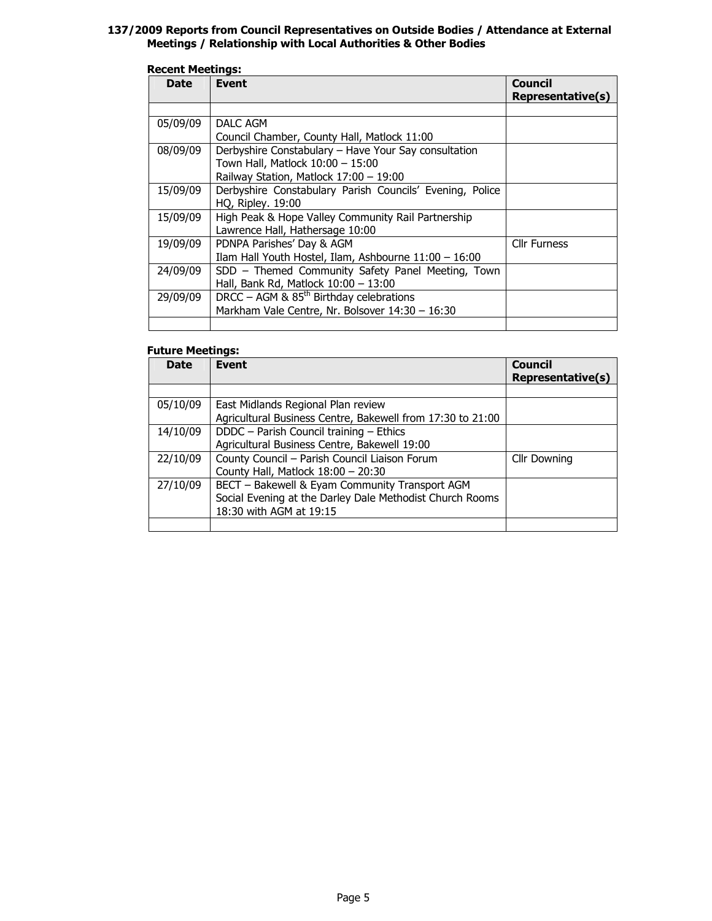**137/2009 Reports from Council Representatives on Outside Bodies / Attendance at External Meetings / Relationship with Local Authorities & Other Bodies**

**Recent Meetings:**

| Date | Event | Council Representative(s) |
|---|---|---|
| | | |
| 05/09/09 | DALC AGM<br>Council Chamber, County Hall, Matlock 11:00 | |
| 08/09/09 | Derbyshire Constabulary – Have Your Say consultation<br>Town Hall, Matlock 10:00 – 15:00<br>Railway Station, Matlock 17:00 – 19:00 | |
| 15/09/09 | Derbyshire Constabulary Parish Councils' Evening, Police HQ, Ripley. 19:00 | |
| 15/09/09 | High Peak & Hope Valley Community Rail Partnership<br>Lawrence Hall, Hathersage 10:00 | |
| 19/09/09 | PDNPA Parishes' Day & AGM<br>Ilam Hall Youth Hostel, Ilam, Ashbourne 11:00 – 16:00 | Cllr Furness |
| 24/09/09 | SDD – Themed Community Safety Panel Meeting, Town Hall, Bank Rd, Matlock 10:00 – 13:00 | |
| 29/09/09 | DRCC – AGM & 85th Birthday celebrations<br>Markham Vale Centre, Nr. Bolsover 14:30 – 16:30 | |
| | | |

**Future Meetings:**

| Date | Event | Council Representative(s) |
|---|---|---|
| | | |
| 05/10/09 | East Midlands Regional Plan review<br>Agricultural Business Centre, Bakewell from 17:30 to 21:00 | |
| 14/10/09 | DDDC – Parish Council training – Ethics<br>Agricultural Business Centre, Bakewell 19:00 | |
| 22/10/09 | County Council – Parish Council Liaison Forum<br>County Hall, Matlock 18:00 – 20:30 | Cllr Downing |
| 27/10/09 | BECT – Bakewell & Eyam Community Transport AGM<br>Social Evening at the Darley Dale Methodist Church Rooms 18:30 with AGM at 19:15 | |
| | | |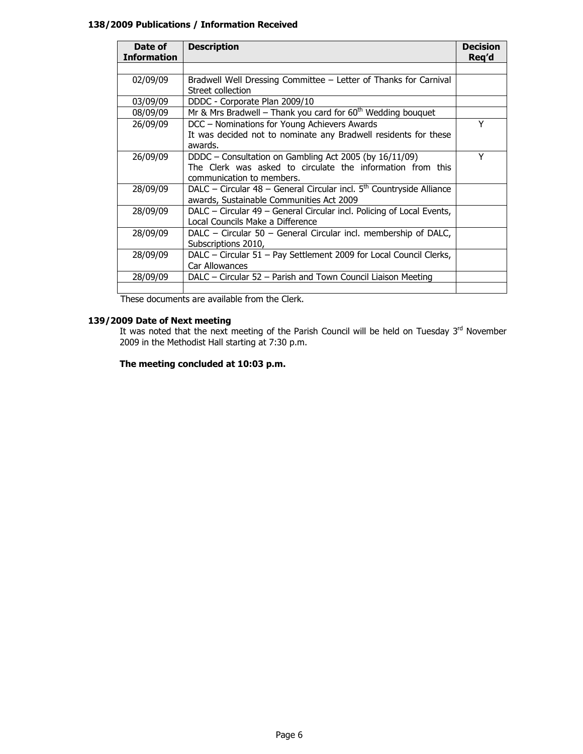### 138/2009 Publications / Information Received

| Date of Information | Description | Decision Req'd |
|---|---|---|
| | | |
| 02/09/09 | Bradwell Well Dressing Committee – Letter of Thanks for Carnival Street collection | |
| 03/09/09 | DDDC - Corporate Plan 2009/10 | |
| 08/09/09 | Mr & Mrs Bradwell – Thank you card for 60th Wedding bouquet | |
| 26/09/09 | DCC – Nominations for Young Achievers Awards<br>It was decided not to nominate any Bradwell residents for these awards. | Y |
| 26/09/09 | DDDC – Consultation on Gambling Act 2005 (by 16/11/09)<br>The Clerk was asked to circulate the information from this communication to members. | Y |
| 28/09/09 | DALC – Circular 48 – General Circular incl. 5th Countryside Alliance awards, Sustainable Communities Act 2009 | |
| 28/09/09 | DALC – Circular 49 – General Circular incl. Policing of Local Events, Local Councils Make a Difference | |
| 28/09/09 | DALC – Circular 50 – General Circular incl. membership of DALC, Subscriptions 2010, | |
| 28/09/09 | DALC – Circular 51 – Pay Settlement 2009 for Local Council Clerks, Car Allowances | |
| 28/09/09 | DALC – Circular 52 – Parish and Town Council Liaison Meeting | |
| | | |

These documents are available from the Clerk.

### 139/2009 Date of Next meeting

It was noted that the next meeting of the Parish Council will be held on Tuesday 3rd November 2009 in the Methodist Hall starting at 7:30 p.m.

**The meeting concluded at 10:03 p.m.**